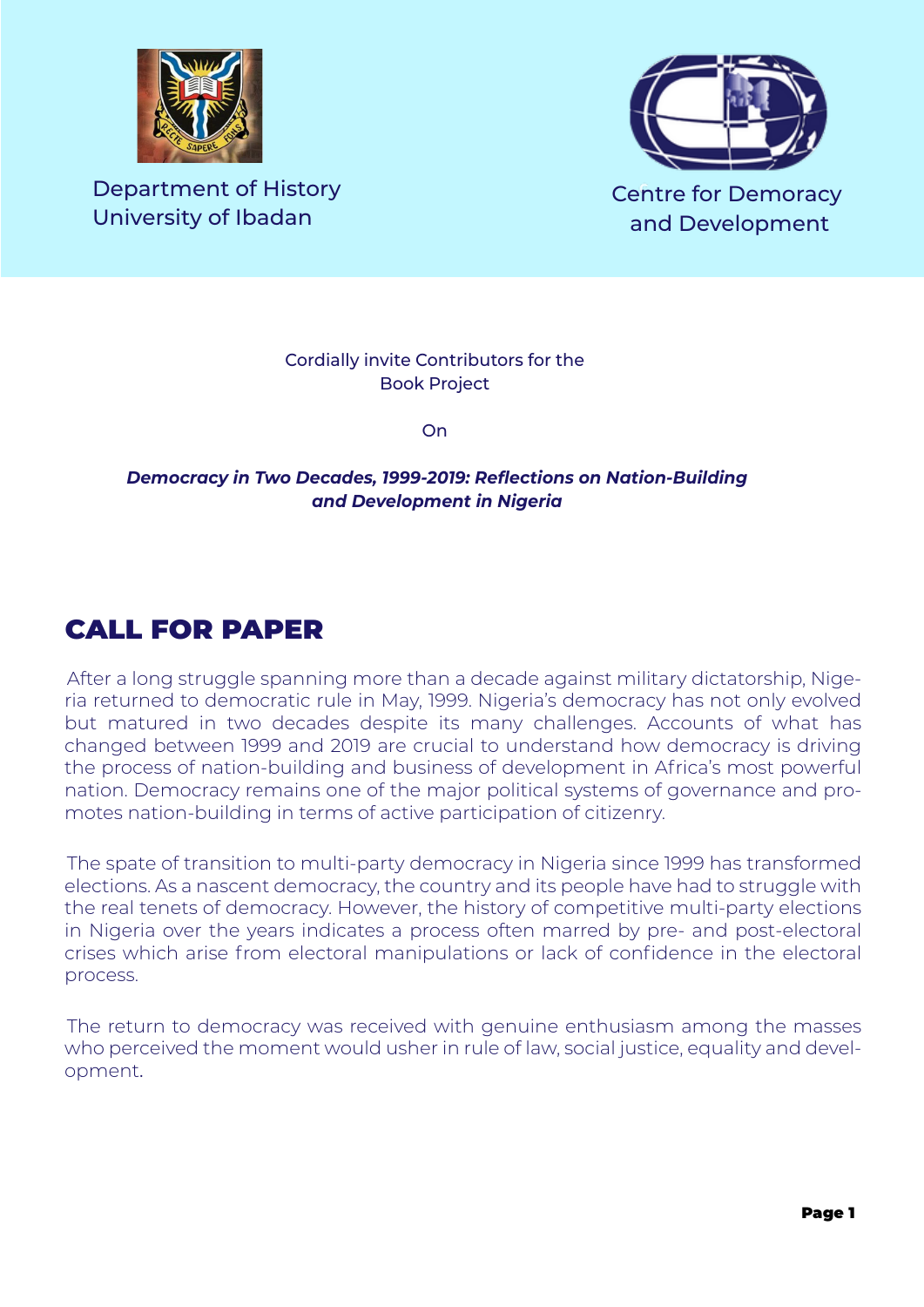Department of History
University of Ibadan

Centre for Demoracy
and Development

Cordially invite Contributors for the
Book Project

On

***Democracy in Two Decades, 1999-2019: Reflections on Nation-Building and Development in Nigeria***

# CALL FOR PAPER

After a long struggle spanning more than a decade against military dictatorship, Nigeria returned to democratic rule in May, 1999. Nigeria's democracy has not only evolved but matured in two decades despite its many challenges. Accounts of what has changed between 1999 and 2019 are crucial to understand how democracy is driving the process of nation-building and business of development in Africa's most powerful nation. Democracy remains one of the major political systems of governance and promotes nation-building in terms of active participation of citizenry.

The spate of transition to multi-party democracy in Nigeria since 1999 has transformed elections. As a nascent democracy, the country and its people have had to struggle with the real tenets of democracy. However, the history of competitive multi-party elections in Nigeria over the years indicates a process often marred by pre- and post-electoral crises which arise from electoral manipulations or lack of confidence in the electoral process.

The return to democracy was received with genuine enthusiasm among the masses who perceived the moment would usher in rule of law, social justice, equality and development.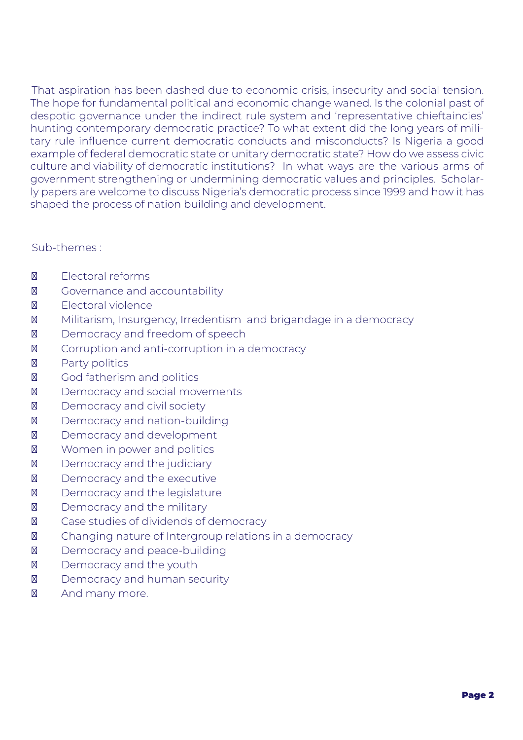That aspiration has been dashed due to economic crisis, insecurity and social tension. The hope for fundamental political and economic change waned. Is the colonial past of despotic governance under the indirect rule system and 'representative chieftaincies' hunting contemporary democratic practice? To what extent did the long years of military rule influence current democratic conducts and misconducts? Is Nigeria a good example of federal democratic state or unitary democratic state? How do we assess civic culture and viability of democratic institutions? In what ways are the various arms of government strengthening or undermining democratic values and principles. Scholarly papers are welcome to discuss Nigeria's democratic process since 1999 and how it has shaped the process of nation building and development.

Sub-themes :

- Electoral reforms
- Governance and accountability
- Electoral violence
- Militarism, Insurgency, Irredentism and brigandage in a democracy
- Democracy and freedom of speech
- Corruption and anti-corruption in a democracy
- Party politics
- God fatherism and politics
- Democracy and social movements
- Democracy and civil society
- Democracy and nation-building
- Democracy and development
- Women in power and politics
- Democracy and the judiciary
- Democracy and the executive
- Democracy and the legislature
- Democracy and the military
- Case studies of dividends of democracy
- Changing nature of Intergroup relations in a democracy
- Democracy and peace-building
- Democracy and the youth
- Democracy and human security
- And many more.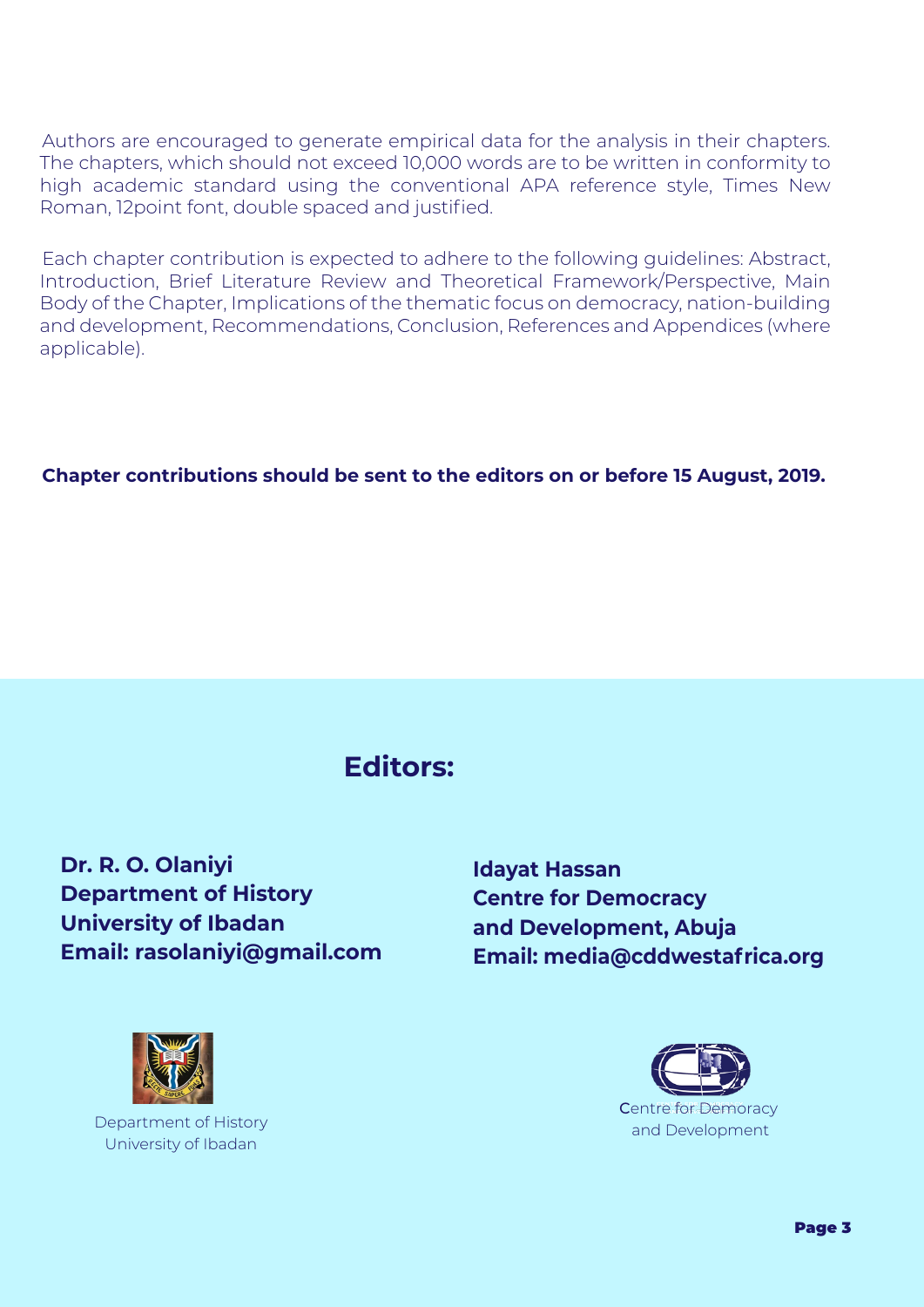Authors are encouraged to generate empirical data for the analysis in their chapters. The chapters, which should not exceed 10,000 words are to be written in conformity to high academic standard using the conventional APA reference style, Times New Roman, 12point font, double spaced and justified.

Each chapter contribution is expected to adhere to the following guidelines: Abstract, Introduction, Brief Literature Review and Theoretical Framework/Perspective, Main Body of the Chapter, Implications of the thematic focus on democracy, nation-building and development, Recommendations, Conclusion, References and Appendices (where applicable).

**Chapter contributions should be sent to the editors on or before 15 August, 2019.**

## Editors:

**Dr. R. O. Olaniyi**
**Department of History**
**University of Ibadan**
**Email: rasolaniyi@gmail.com**

**Idayat Hassan**
**Centre for Democracy**
**and Development, Abuja**
**Email: media@cddwestafrica.org**

Department of History
University of Ibadan

Centre for Democracy
and Development